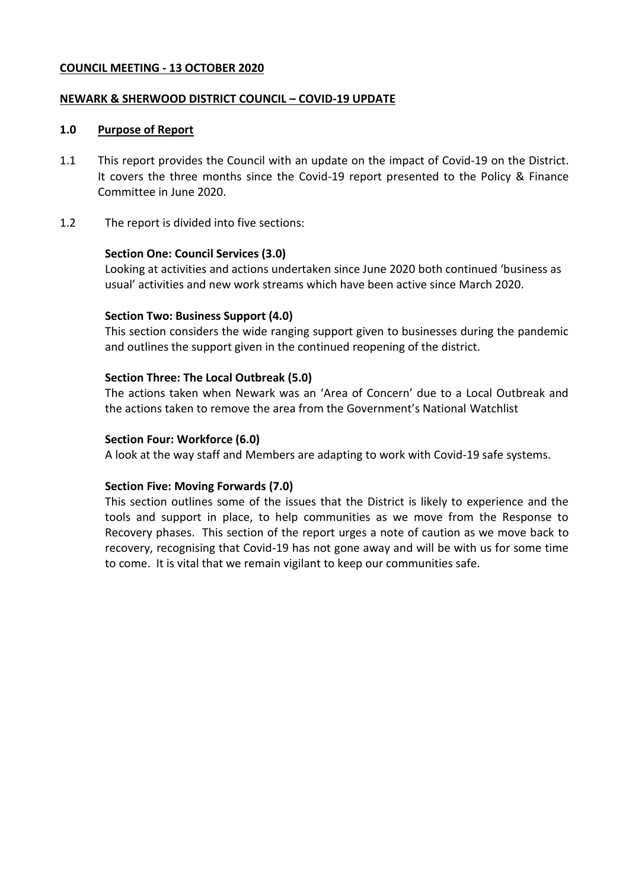**COUNCIL MEETING - 13 OCTOBER 2020**

**NEWARK & SHERWOOD DISTRICT COUNCIL – COVID-19 UPDATE**

## 1.0 Purpose of Report

1.1 This report provides the Council with an update on the impact of Covid-19 on the District. It covers the three months since the Covid-19 report presented to the Policy & Finance Committee in June 2020.

1.2 The report is divided into five sections:

**Section One: Council Services (3.0)**
Looking at activities and actions undertaken since June 2020 both continued 'business as usual' activities and new work streams which have been active since March 2020.

**Section Two: Business Support (4.0)**
This section considers the wide ranging support given to businesses during the pandemic and outlines the support given in the continued reopening of the district.

**Section Three: The Local Outbreak (5.0)**
The actions taken when Newark was an 'Area of Concern' due to a Local Outbreak and the actions taken to remove the area from the Government's National Watchlist

**Section Four: Workforce (6.0)**
A look at the way staff and Members are adapting to work with Covid-19 safe systems.

**Section Five: Moving Forwards (7.0)**
This section outlines some of the issues that the District is likely to experience and the tools and support in place, to help communities as we move from the Response to Recovery phases. This section of the report urges a note of caution as we move back to recovery, recognising that Covid-19 has not gone away and will be with us for some time to come. It is vital that we remain vigilant to keep our communities safe.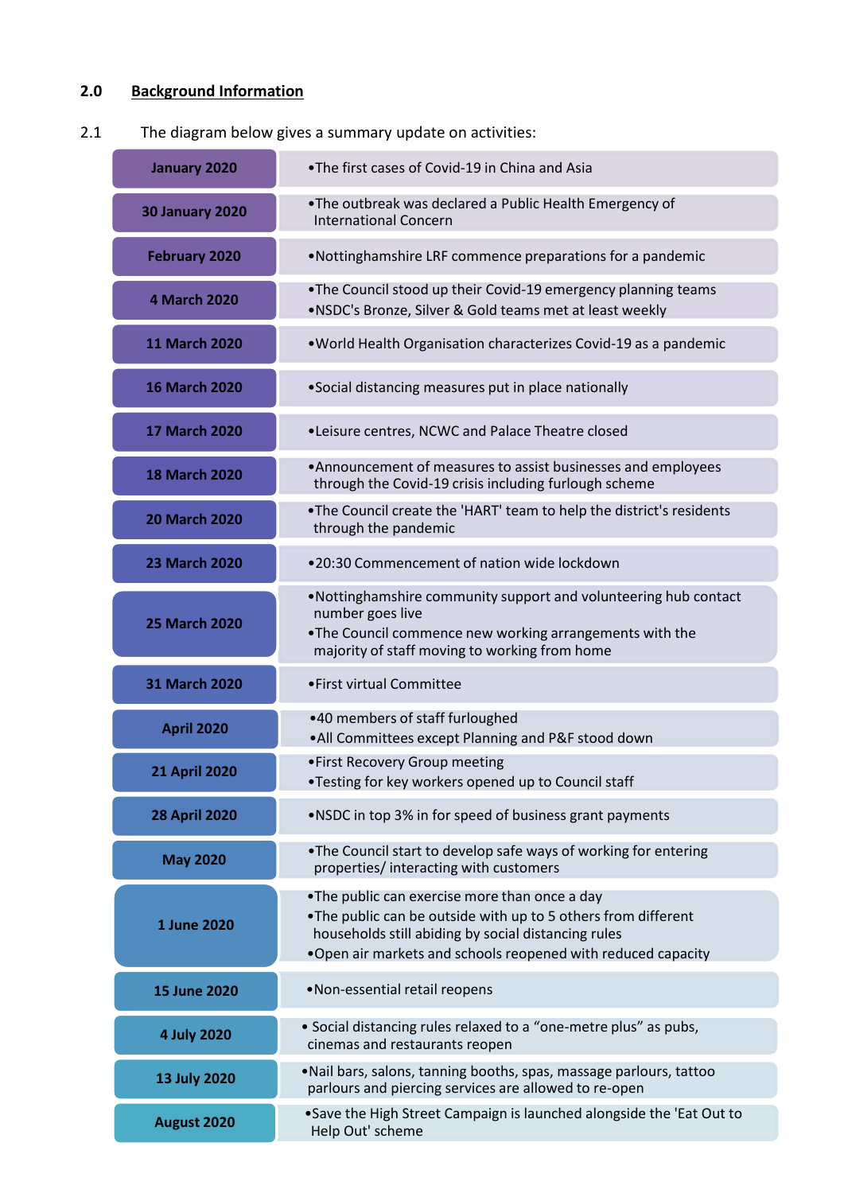## 2.0 Background Information

2.1 The diagram below gives a summary update on activities:

| Date | Activities |
|---|---|
| **January 2020** | • The first cases of Covid-19 in China and Asia |
| **30 January 2020** | • The outbreak was declared a Public Health Emergency of International Concern |
| **February 2020** | • Nottinghamshire LRF commence preparations for a pandemic |
| **4 March 2020** | • The Council stood up their Covid-19 emergency planning teams<br>• NSDC's Bronze, Silver & Gold teams met at least weekly |
| **11 March 2020** | • World Health Organisation characterizes Covid-19 as a pandemic |
| **16 March 2020** | • Social distancing measures put in place nationally |
| **17 March 2020** | • Leisure centres, NCWC and Palace Theatre closed |
| **18 March 2020** | • Announcement of measures to assist businesses and employees through the Covid-19 crisis including furlough scheme |
| **20 March 2020** | • The Council create the 'HART' team to help the district's residents through the pandemic |
| **23 March 2020** | • 20:30 Commencement of nation wide lockdown |
| **25 March 2020** | • Nottinghamshire community support and volunteering hub contact number goes live<br>• The Council commence new working arrangements with the majority of staff moving to working from home |
| **31 March 2020** | • First virtual Committee |
| **April 2020** | • 40 members of staff furloughed<br>• All Committees except Planning and P&F stood down |
| **21 April 2020** | • First Recovery Group meeting<br>• Testing for key workers opened up to Council staff |
| **28 April 2020** | • NSDC in top 3% in for speed of business grant payments |
| **May 2020** | • The Council start to develop safe ways of working for entering properties/ interacting with customers |
| **1 June 2020** | • The public can exercise more than once a day<br>• The public can be outside with up to 5 others from different households still abiding by social distancing rules<br>• Open air markets and schools reopened with reduced capacity |
| **15 June 2020** | • Non-essential retail reopens |
| **4 July 2020** | • Social distancing rules relaxed to a "one-metre plus" as pubs, cinemas and restaurants reopen |
| **13 July 2020** | • Nail bars, salons, tanning booths, spas, massage parlours, tattoo parlours and piercing services are allowed to re-open |
| **August 2020** | • Save the High Street Campaign is launched alongside the 'Eat Out to Help Out' scheme |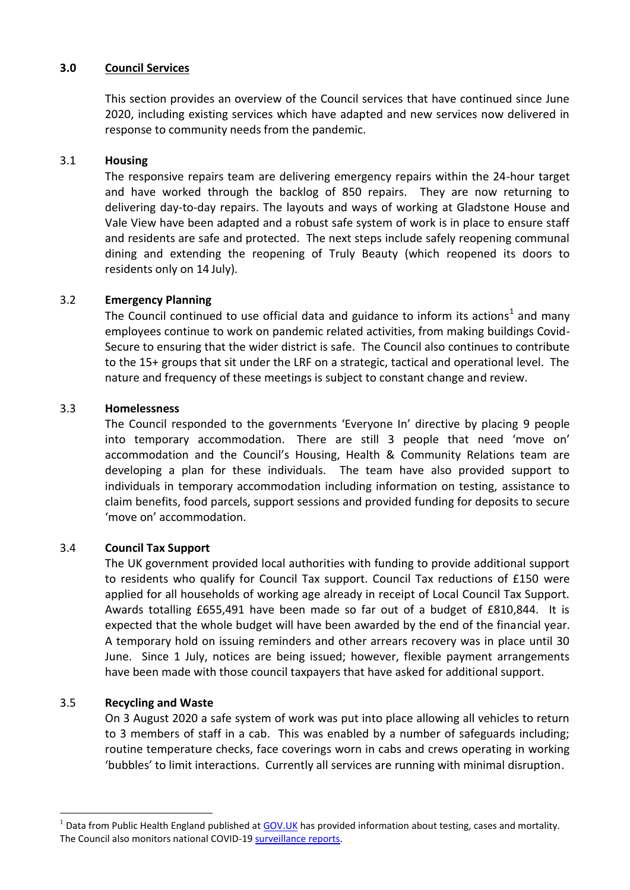## 3.0 Council Services

This section provides an overview of the Council services that have continued since June 2020, including existing services which have adapted and new services now delivered in response to community needs from the pandemic.

### 3.1 Housing

The responsive repairs team are delivering emergency repairs within the 24-hour target and have worked through the backlog of 850 repairs. They are now returning to delivering day-to-day repairs. The layouts and ways of working at Gladstone House and Vale View have been adapted and a robust safe system of work is in place to ensure staff and residents are safe and protected. The next steps include safely reopening communal dining and extending the reopening of Truly Beauty (which reopened its doors to residents only on 14 July).

### 3.2 Emergency Planning

The Council continued to use official data and guidance to inform its actions[1] and many employees continue to work on pandemic related activities, from making buildings Covid-Secure to ensuring that the wider district is safe. The Council also continues to contribute to the 15+ groups that sit under the LRF on a strategic, tactical and operational level. The nature and frequency of these meetings is subject to constant change and review.

### 3.3 Homelessness

The Council responded to the governments 'Everyone In' directive by placing 9 people into temporary accommodation. There are still 3 people that need 'move on' accommodation and the Council's Housing, Health & Community Relations team are developing a plan for these individuals. The team have also provided support to individuals in temporary accommodation including information on testing, assistance to claim benefits, food parcels, support sessions and provided funding for deposits to secure 'move on' accommodation.

### 3.4 Council Tax Support

The UK government provided local authorities with funding to provide additional support to residents who qualify for Council Tax support. Council Tax reductions of £150 were applied for all households of working age already in receipt of Local Council Tax Support. Awards totalling £655,491 have been made so far out of a budget of £810,844. It is expected that the whole budget will have been awarded by the end of the financial year. A temporary hold on issuing reminders and other arrears recovery was in place until 30 June. Since 1 July, notices are being issued; however, flexible payment arrangements have been made with those council taxpayers that have asked for additional support.

### 3.5 Recycling and Waste

On 3 August 2020 a safe system of work was put into place allowing all vehicles to return to 3 members of staff in a cab. This was enabled by a number of safeguards including; routine temperature checks, face coverings worn in cabs and crews operating in working 'bubbles' to limit interactions. Currently all services are running with minimal disruption.

---

[1] Data from Public Health England published at GOV.UK has provided information about testing, cases and mortality. The Council also monitors national COVID-19 surveillance reports.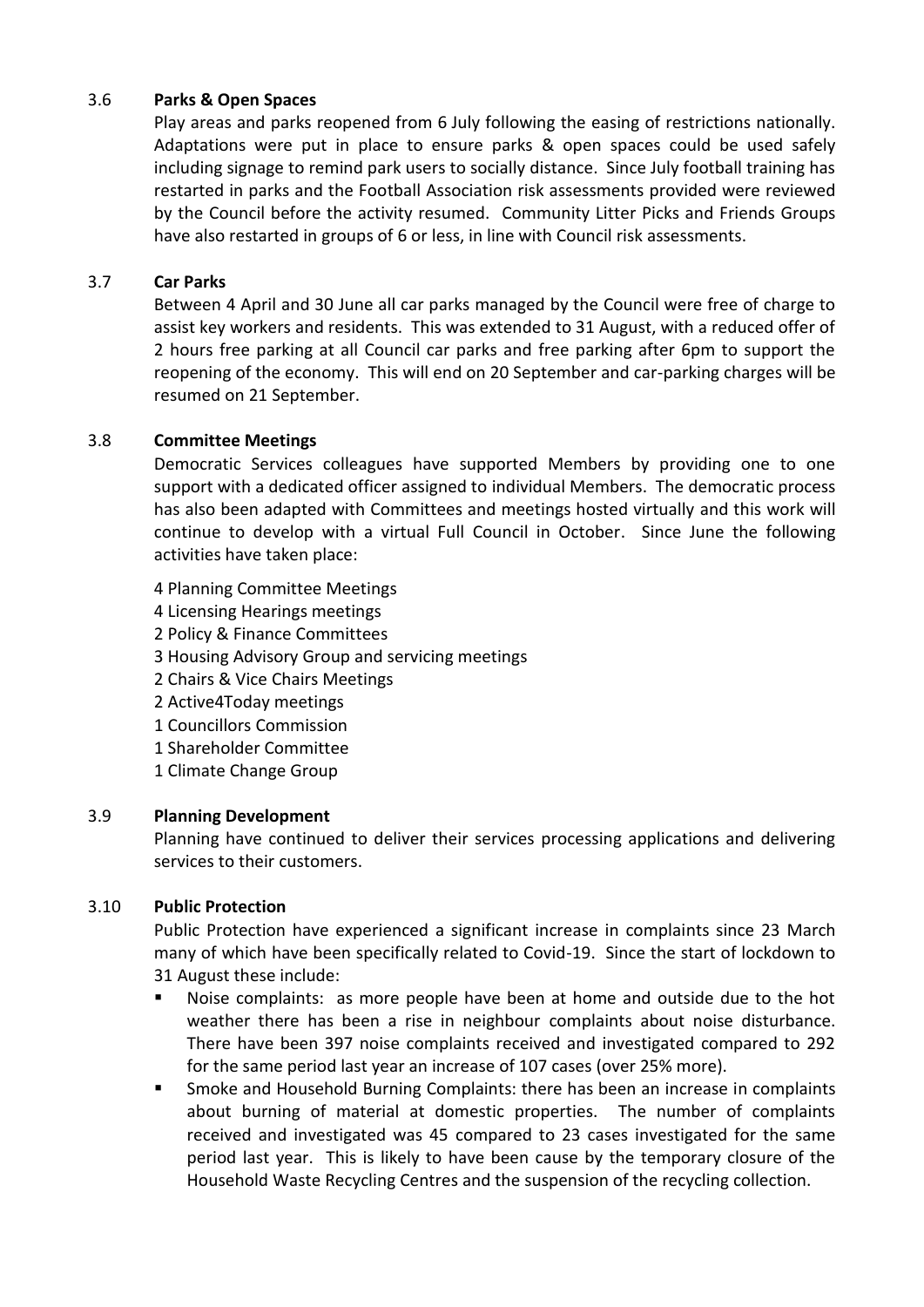### 3.6 **Parks & Open Spaces**

Play areas and parks reopened from 6 July following the easing of restrictions nationally. Adaptations were put in place to ensure parks & open spaces could be used safely including signage to remind park users to socially distance. Since July football training has restarted in parks and the Football Association risk assessments provided were reviewed by the Council before the activity resumed. Community Litter Picks and Friends Groups have also restarted in groups of 6 or less, in line with Council risk assessments.

### 3.7 **Car Parks**

Between 4 April and 30 June all car parks managed by the Council were free of charge to assist key workers and residents. This was extended to 31 August, with a reduced offer of 2 hours free parking at all Council car parks and free parking after 6pm to support the reopening of the economy. This will end on 20 September and car-parking charges will be resumed on 21 September.

### 3.8 **Committee Meetings**

Democratic Services colleagues have supported Members by providing one to one support with a dedicated officer assigned to individual Members. The democratic process has also been adapted with Committees and meetings hosted virtually and this work will continue to develop with a virtual Full Council in October. Since June the following activities have taken place:

4 Planning Committee Meetings
4 Licensing Hearings meetings
2 Policy & Finance Committees
3 Housing Advisory Group and servicing meetings
2 Chairs & Vice Chairs Meetings
2 Active4Today meetings
1 Councillors Commission
1 Shareholder Committee
1 Climate Change Group

### 3.9 **Planning Development**

Planning have continued to deliver their services processing applications and delivering services to their customers.

### 3.10 **Public Protection**

Public Protection have experienced a significant increase in complaints since 23 March many of which have been specifically related to Covid-19. Since the start of lockdown to 31 August these include:

- Noise complaints: as more people have been at home and outside due to the hot weather there has been a rise in neighbour complaints about noise disturbance. There have been 397 noise complaints received and investigated compared to 292 for the same period last year an increase of 107 cases (over 25% more).
- Smoke and Household Burning Complaints: there has been an increase in complaints about burning of material at domestic properties. The number of complaints received and investigated was 45 compared to 23 cases investigated for the same period last year. This is likely to have been cause by the temporary closure of the Household Waste Recycling Centres and the suspension of the recycling collection.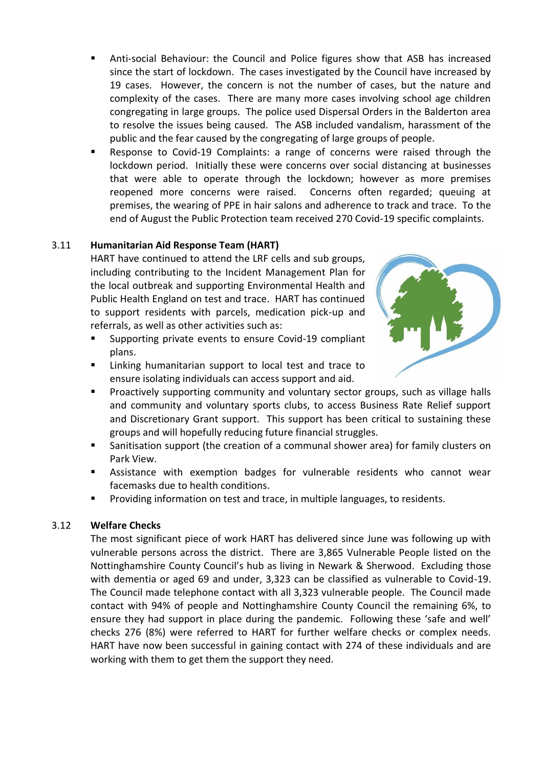- Anti-social Behaviour: the Council and Police figures show that ASB has increased since the start of lockdown. The cases investigated by the Council have increased by 19 cases. However, the concern is not the number of cases, but the nature and complexity of the cases. There are many more cases involving school age children congregating in large groups. The police used Dispersal Orders in the Balderton area to resolve the issues being caused. The ASB included vandalism, harassment of the public and the fear caused by the congregating of large groups of people.
- Response to Covid-19 Complaints: a range of concerns were raised through the lockdown period. Initially these were concerns over social distancing at businesses that were able to operate through the lockdown; however as more premises reopened more concerns were raised. Concerns often regarded; queuing at premises, the wearing of PPE in hair salons and adherence to track and trace. To the end of August the Public Protection team received 270 Covid-19 specific complaints.

3.11 **Humanitarian Aid Response Team (HART)**

HART have continued to attend the LRF cells and sub groups, including contributing to the Incident Management Plan for the local outbreak and supporting Environmental Health and Public Health England on test and trace. HART has continued to support residents with parcels, medication pick-up and referrals, as well as other activities such as:

- Supporting private events to ensure Covid-19 compliant plans.
- Linking humanitarian support to local test and trace to ensure isolating individuals can access support and aid.
- Proactively supporting community and voluntary sector groups, such as village halls and community and voluntary sports clubs, to access Business Rate Relief support and Discretionary Grant support. This support has been critical to sustaining these groups and will hopefully reducing future financial struggles.
- Sanitisation support (the creation of a communal shower area) for family clusters on Park View.
- Assistance with exemption badges for vulnerable residents who cannot wear facemasks due to health conditions.
- Providing information on test and trace, in multiple languages, to residents.

3.12 **Welfare Checks**

The most significant piece of work HART has delivered since June was following up with vulnerable persons across the district. There are 3,865 Vulnerable People listed on the Nottinghamshire County Council's hub as living in Newark & Sherwood. Excluding those with dementia or aged 69 and under, 3,323 can be classified as vulnerable to Covid-19. The Council made telephone contact with all 3,323 vulnerable people. The Council made contact with 94% of people and Nottinghamshire County Council the remaining 6%, to ensure they had support in place during the pandemic. Following these 'safe and well' checks 276 (8%) were referred to HART for further welfare checks or complex needs. HART have now been successful in gaining contact with 274 of these individuals and are working with them to get them the support they need.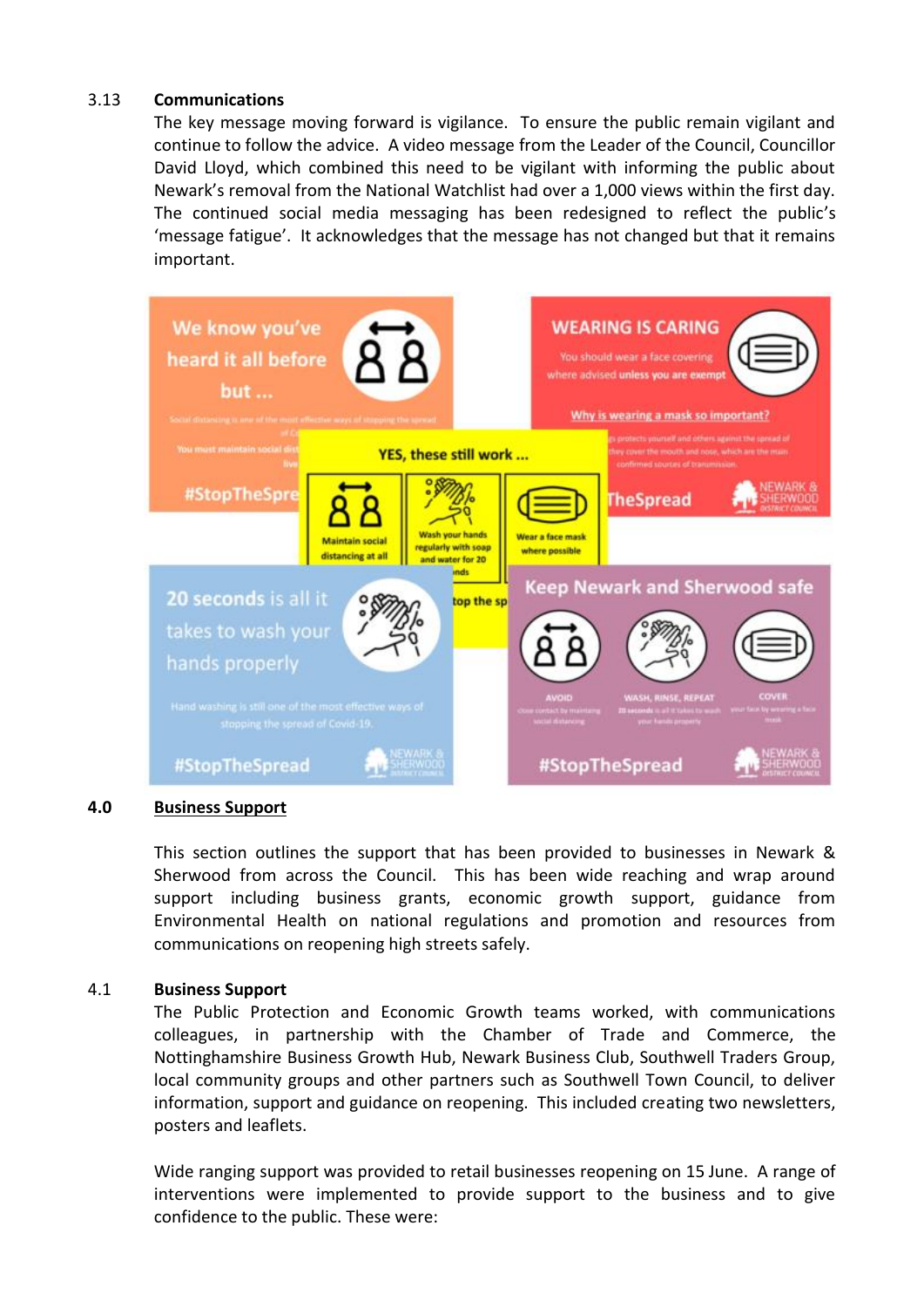3.13 **Communications**

The key message moving forward is vigilance. To ensure the public remain vigilant and continue to follow the advice. A video message from the Leader of the Council, Councillor David Lloyd, which combined this need to be vigilant with informing the public about Newark's removal from the National Watchlist had over a 1,000 views within the first day. The continued social media messaging has been redesigned to reflect the public's 'message fatigue'. It acknowledges that the message has not changed but that it remains important.

## 4.0 Business Support

This section outlines the support that has been provided to businesses in Newark & Sherwood from across the Council. This has been wide reaching and wrap around support including business grants, economic growth support, guidance from Environmental Health on national regulations and promotion and resources from communications on reopening high streets safely.

4.1 **Business Support**

The Public Protection and Economic Growth teams worked, with communications colleagues, in partnership with the Chamber of Trade and Commerce, the Nottinghamshire Business Growth Hub, Newark Business Club, Southwell Traders Group, local community groups and other partners such as Southwell Town Council, to deliver information, support and guidance on reopening. This included creating two newsletters, posters and leaflets.

Wide ranging support was provided to retail businesses reopening on 15 June. A range of interventions were implemented to provide support to the business and to give confidence to the public. These were: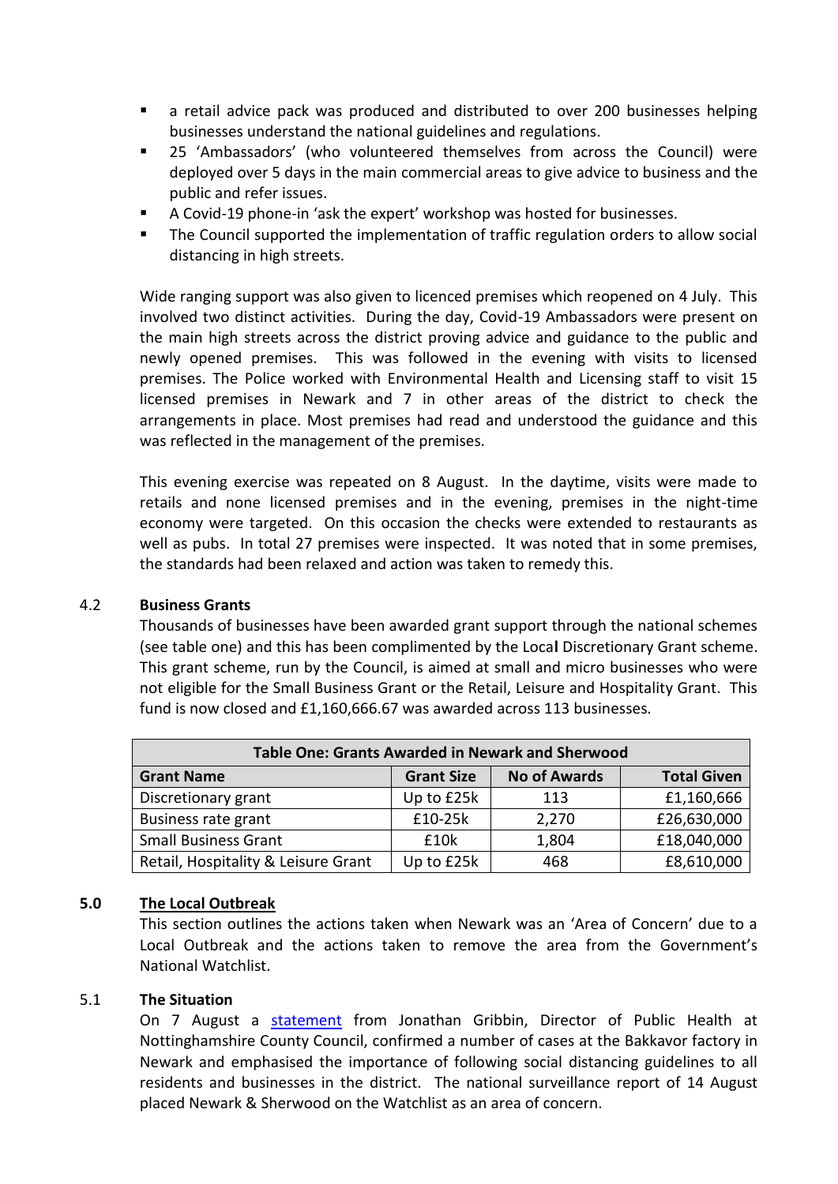- a retail advice pack was produced and distributed to over 200 businesses helping businesses understand the national guidelines and regulations.
- 25 'Ambassadors' (who volunteered themselves from across the Council) were deployed over 5 days in the main commercial areas to give advice to business and the public and refer issues.
- A Covid-19 phone-in 'ask the expert' workshop was hosted for businesses.
- The Council supported the implementation of traffic regulation orders to allow social distancing in high streets.

Wide ranging support was also given to licenced premises which reopened on 4 July. This involved two distinct activities. During the day, Covid-19 Ambassadors were present on the main high streets across the district proving advice and guidance to the public and newly opened premises. This was followed in the evening with visits to licensed premises. The Police worked with Environmental Health and Licensing staff to visit 15 licensed premises in Newark and 7 in other areas of the district to check the arrangements in place. Most premises had read and understood the guidance and this was reflected in the management of the premises.

This evening exercise was repeated on 8 August. In the daytime, visits were made to retails and none licensed premises and in the evening, premises in the night-time economy were targeted. On this occasion the checks were extended to restaurants as well as pubs. In total 27 premises were inspected. It was noted that in some premises, the standards had been relaxed and action was taken to remedy this.

### 4.2 Business Grants

Thousands of businesses have been awarded grant support through the national schemes (see table one) and this has been complimented by the Local Discretionary Grant scheme. This grant scheme, run by the Council, is aimed at small and micro businesses who were not eligible for the Small Business Grant or the Retail, Leisure and Hospitality Grant. This fund is now closed and £1,160,666.67 was awarded across 113 businesses.

| Table One: Grants Awarded in Newark and Sherwood | | | |
|---|---|---|---|
| **Grant Name** | **Grant Size** | **No of Awards** | **Total Given** |
| Discretionary grant | Up to £25k | 113 | £1,160,666 |
| Business rate grant | £10-25k | 2,270 | £26,630,000 |
| Small Business Grant | £10k | 1,804 | £18,040,000 |
| Retail, Hospitality & Leisure Grant | Up to £25k | 468 | £8,610,000 |

## 5.0 The Local Outbreak

This section outlines the actions taken when Newark was an 'Area of Concern' due to a Local Outbreak and the actions taken to remove the area from the Government's National Watchlist.

### 5.1 The Situation

On 7 August a statement from Jonathan Gribbin, Director of Public Health at Nottinghamshire County Council, confirmed a number of cases at the Bakkavor factory in Newark and emphasised the importance of following social distancing guidelines to all residents and businesses in the district. The national surveillance report of 14 August placed Newark & Sherwood on the Watchlist as an area of concern.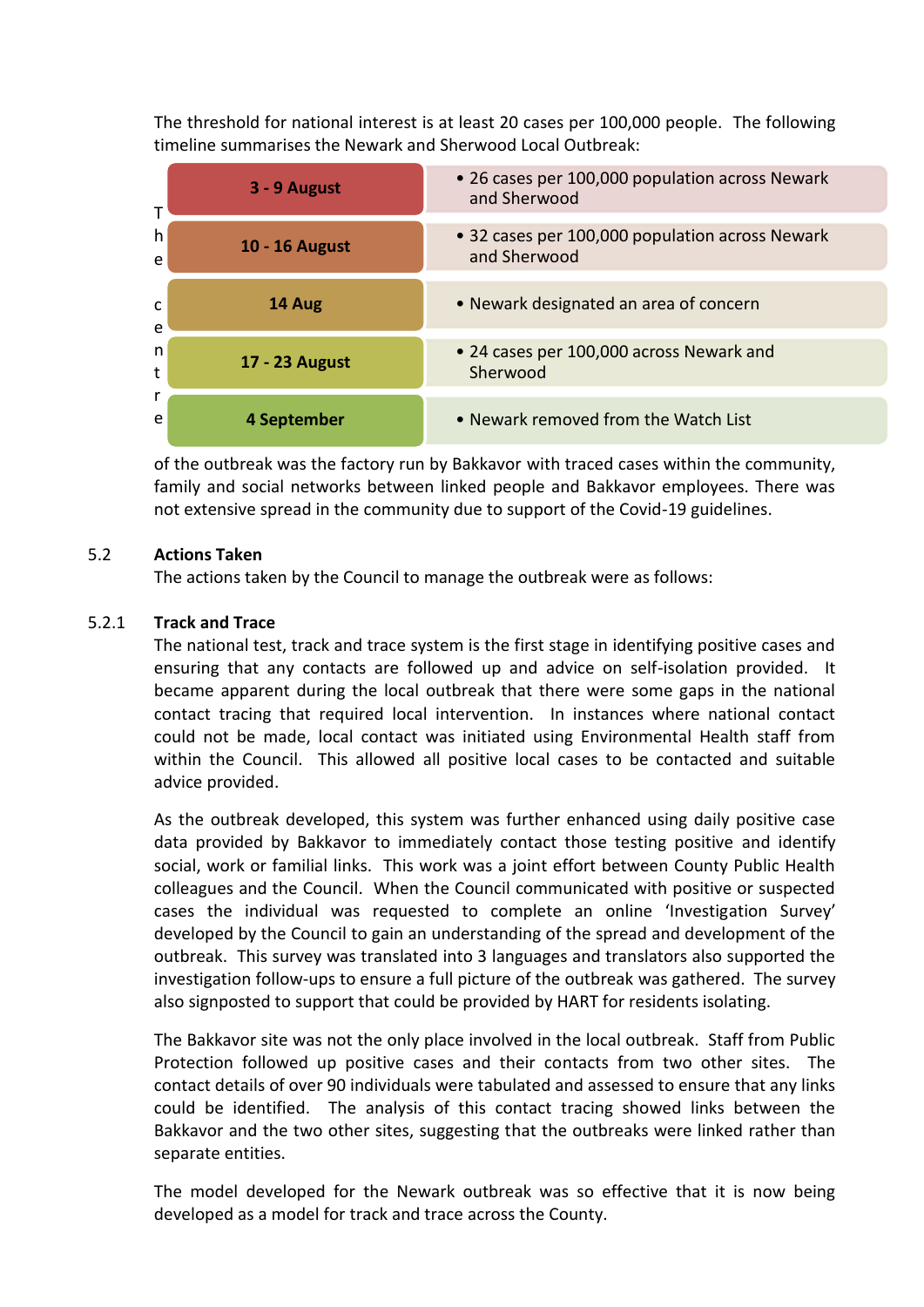The threshold for national interest is at least 20 cases per 100,000 people. The following timeline summarises the Newark and Sherwood Local Outbreak:

| Date | Event |
|---|---|
| 3 - 9 August | 26 cases per 100,000 population across Newark and Sherwood |
| 10 - 16 August | 32 cases per 100,000 population across Newark and Sherwood |
| 14 Aug | Newark designated an area of concern |
| 17 - 23 August | 24 cases per 100,000 across Newark and Sherwood |
| 4 September | Newark removed from the Watch List |

The centre of the outbreak was the factory run by Bakkavor with traced cases within the community, family and social networks between linked people and Bakkavor employees. There was not extensive spread in the community due to support of the Covid-19 guidelines.

## 5.2 Actions Taken

The actions taken by the Council to manage the outbreak were as follows:

### 5.2.1 Track and Trace

The national test, track and trace system is the first stage in identifying positive cases and ensuring that any contacts are followed up and advice on self-isolation provided. It became apparent during the local outbreak that there were some gaps in the national contact tracing that required local intervention. In instances where national contact could not be made, local contact was initiated using Environmental Health staff from within the Council. This allowed all positive local cases to be contacted and suitable advice provided.

As the outbreak developed, this system was further enhanced using daily positive case data provided by Bakkavor to immediately contact those testing positive and identify social, work or familial links. This work was a joint effort between County Public Health colleagues and the Council. When the Council communicated with positive or suspected cases the individual was requested to complete an online 'Investigation Survey' developed by the Council to gain an understanding of the spread and development of the outbreak. This survey was translated into 3 languages and translators also supported the investigation follow-ups to ensure a full picture of the outbreak was gathered. The survey also signposted to support that could be provided by HART for residents isolating.

The Bakkavor site was not the only place involved in the local outbreak. Staff from Public Protection followed up positive cases and their contacts from two other sites. The contact details of over 90 individuals were tabulated and assessed to ensure that any links could be identified. The analysis of this contact tracing showed links between the Bakkavor and the two other sites, suggesting that the outbreaks were linked rather than separate entities.

The model developed for the Newark outbreak was so effective that it is now being developed as a model for track and trace across the County.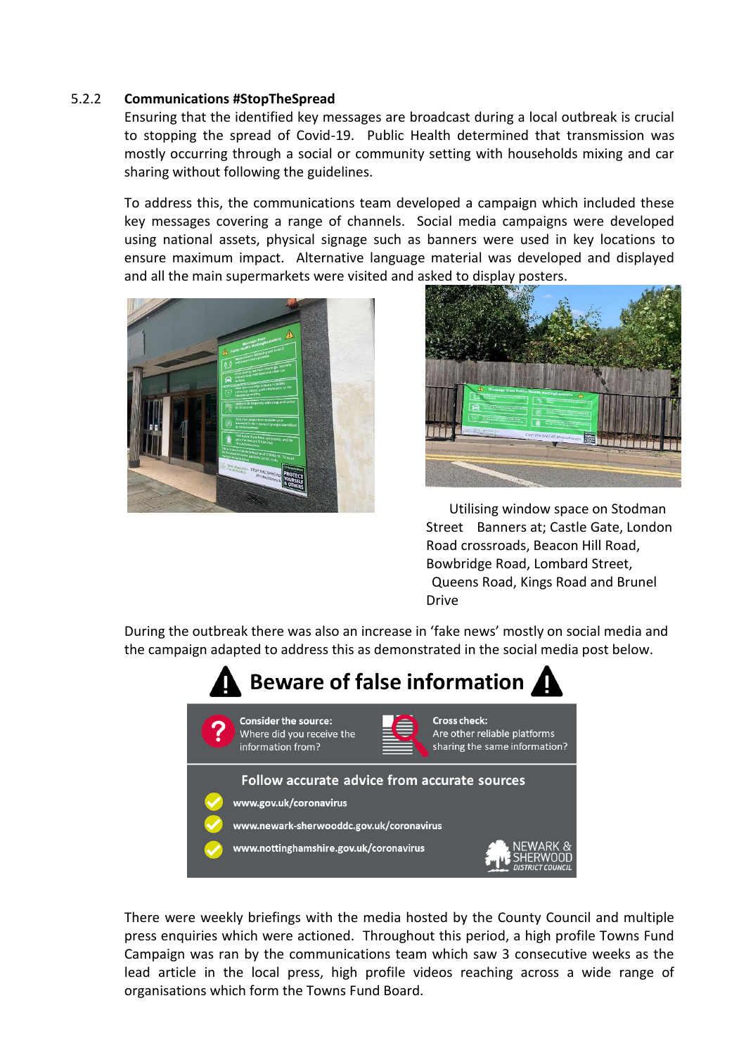5.2.2 **Communications #StopTheSpread**

Ensuring that the identified key messages are broadcast during a local outbreak is crucial to stopping the spread of Covid-19. Public Health determined that transmission was mostly occurring through a social or community setting with households mixing and car sharing without following the guidelines.

To address this, the communications team developed a campaign which included these key messages covering a range of channels. Social media campaigns were developed using national assets, physical signage such as banners were used in key locations to ensure maximum impact. Alternative language material was developed and displayed and all the main supermarkets were visited and asked to display posters.

Utilising window space on Stodman Street Banners at; Castle Gate, London Road crossroads, Beacon Hill Road, Bowbridge Road, Lombard Street, Queens Road, Kings Road and Brunel Drive

During the outbreak there was also an increase in 'fake news' mostly on social media and the campaign adapted to address this as demonstrated in the social media post below.

**Beware of false information**

**Consider the source:** Where did you receive the information from?

**Cross check:** Are other reliable platforms sharing the same information?

**Follow accurate advice from accurate sources**

- www.gov.uk/coronavirus
- www.newark-sherwooddc.gov.uk/coronavirus
- www.nottinghamshire.gov.uk/coronavirus

NEWARK & SHERWOOD DISTRICT COUNCIL

There were weekly briefings with the media hosted by the County Council and multiple press enquiries which were actioned. Throughout this period, a high profile Towns Fund Campaign was ran by the communications team which saw 3 consecutive weeks as the lead article in the local press, high profile videos reaching across a wide range of organisations which form the Towns Fund Board.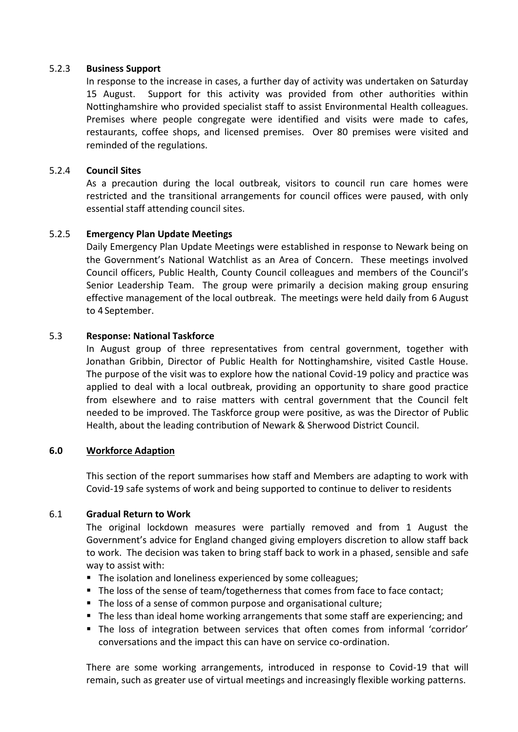#### 5.2.3 **Business Support**

In response to the increase in cases, a further day of activity was undertaken on Saturday 15 August. Support for this activity was provided from other authorities within Nottinghamshire who provided specialist staff to assist Environmental Health colleagues. Premises where people congregate were identified and visits were made to cafes, restaurants, coffee shops, and licensed premises. Over 80 premises were visited and reminded of the regulations.

#### 5.2.4 **Council Sites**

As a precaution during the local outbreak, visitors to council run care homes were restricted and the transitional arrangements for council offices were paused, with only essential staff attending council sites.

#### 5.2.5 **Emergency Plan Update Meetings**

Daily Emergency Plan Update Meetings were established in response to Newark being on the Government's National Watchlist as an Area of Concern. These meetings involved Council officers, Public Health, County Council colleagues and members of the Council's Senior Leadership Team. The group were primarily a decision making group ensuring effective management of the local outbreak. The meetings were held daily from 6 August to 4 September.

### 5.3 **Response: National Taskforce**

In August group of three representatives from central government, together with Jonathan Gribbin, Director of Public Health for Nottinghamshire, visited Castle House. The purpose of the visit was to explore how the national Covid-19 policy and practice was applied to deal with a local outbreak, providing an opportunity to share good practice from elsewhere and to raise matters with central government that the Council felt needed to be improved. The Taskforce group were positive, as was the Director of Public Health, about the leading contribution of Newark & Sherwood District Council.

## 6.0 **Workforce Adaption**

This section of the report summarises how staff and Members are adapting to work with Covid-19 safe systems of work and being supported to continue to deliver to residents

### 6.1 **Gradual Return to Work**

The original lockdown measures were partially removed and from 1 August the Government's advice for England changed giving employers discretion to allow staff back to work. The decision was taken to bring staff back to work in a phased, sensible and safe way to assist with:

- The isolation and loneliness experienced by some colleagues;
- The loss of the sense of team/togetherness that comes from face to face contact;
- The loss of a sense of common purpose and organisational culture;
- The less than ideal home working arrangements that some staff are experiencing; and
- The loss of integration between services that often comes from informal 'corridor' conversations and the impact this can have on service co-ordination.

There are some working arrangements, introduced in response to Covid-19 that will remain, such as greater use of virtual meetings and increasingly flexible working patterns.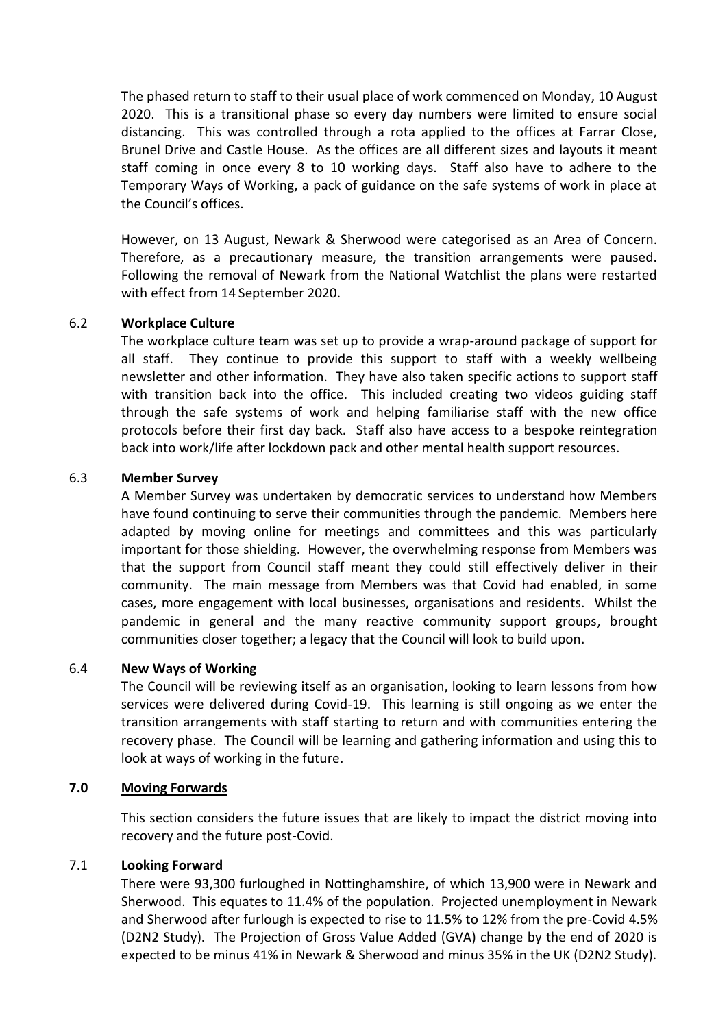The phased return to staff to their usual place of work commenced on Monday, 10 August 2020. This is a transitional phase so every day numbers were limited to ensure social distancing. This was controlled through a rota applied to the offices at Farrar Close, Brunel Drive and Castle House. As the offices are all different sizes and layouts it meant staff coming in once every 8 to 10 working days. Staff also have to adhere to the Temporary Ways of Working, a pack of guidance on the safe systems of work in place at the Council's offices.

However, on 13 August, Newark & Sherwood were categorised as an Area of Concern. Therefore, as a precautionary measure, the transition arrangements were paused. Following the removal of Newark from the National Watchlist the plans were restarted with effect from 14 September 2020.

### 6.2 Workplace Culture

The workplace culture team was set up to provide a wrap-around package of support for all staff. They continue to provide this support to staff with a weekly wellbeing newsletter and other information. They have also taken specific actions to support staff with transition back into the office. This included creating two videos guiding staff through the safe systems of work and helping familiarise staff with the new office protocols before their first day back. Staff also have access to a bespoke reintegration back into work/life after lockdown pack and other mental health support resources.

### 6.3 Member Survey

A Member Survey was undertaken by democratic services to understand how Members have found continuing to serve their communities through the pandemic. Members here adapted by moving online for meetings and committees and this was particularly important for those shielding. However, the overwhelming response from Members was that the support from Council staff meant they could still effectively deliver in their community. The main message from Members was that Covid had enabled, in some cases, more engagement with local businesses, organisations and residents. Whilst the pandemic in general and the many reactive community support groups, brought communities closer together; a legacy that the Council will look to build upon.

### 6.4 New Ways of Working

The Council will be reviewing itself as an organisation, looking to learn lessons from how services were delivered during Covid-19. This learning is still ongoing as we enter the transition arrangements with staff starting to return and with communities entering the recovery phase. The Council will be learning and gathering information and using this to look at ways of working in the future.

## 7.0 Moving Forwards

This section considers the future issues that are likely to impact the district moving into recovery and the future post-Covid.

### 7.1 Looking Forward

There were 93,300 furloughed in Nottinghamshire, of which 13,900 were in Newark and Sherwood. This equates to 11.4% of the population. Projected unemployment in Newark and Sherwood after furlough is expected to rise to 11.5% to 12% from the pre-Covid 4.5% (D2N2 Study). The Projection of Gross Value Added (GVA) change by the end of 2020 is expected to be minus 41% in Newark & Sherwood and minus 35% in the UK (D2N2 Study).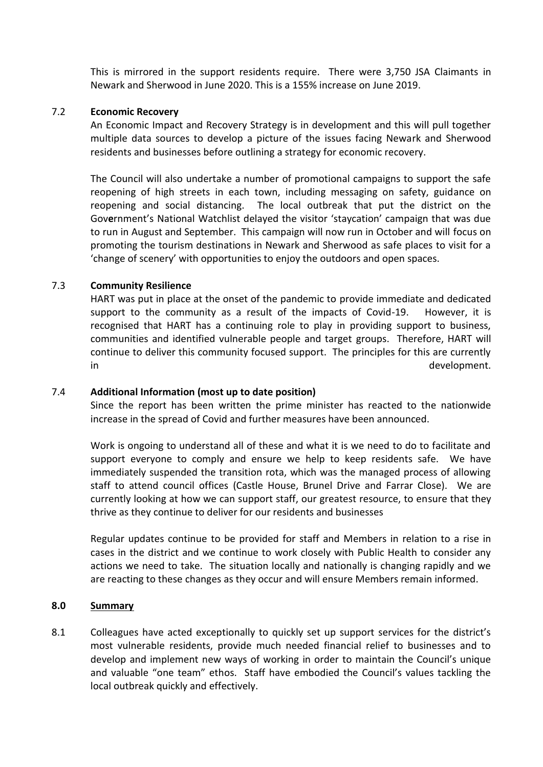This is mirrored in the support residents require. There were 3,750 JSA Claimants in Newark and Sherwood in June 2020. This is a 155% increase on June 2019.

7.2 **Economic Recovery**

An Economic Impact and Recovery Strategy is in development and this will pull together multiple data sources to develop a picture of the issues facing Newark and Sherwood residents and businesses before outlining a strategy for economic recovery.

The Council will also undertake a number of promotional campaigns to support the safe reopening of high streets in each town, including messaging on safety, guidance on reopening and social distancing. The local outbreak that put the district on the Government's National Watchlist delayed the visitor 'staycation' campaign that was due to run in August and September. This campaign will now run in October and will focus on promoting the tourism destinations in Newark and Sherwood as safe places to visit for a 'change of scenery' with opportunities to enjoy the outdoors and open spaces.

7.3 **Community Resilience**

HART was put in place at the onset of the pandemic to provide immediate and dedicated support to the community as a result of the impacts of Covid-19. However, it is recognised that HART has a continuing role to play in providing support to business, communities and identified vulnerable people and target groups. Therefore, HART will continue to deliver this community focused support. The principles for this are currently in development.

7.4 **Additional Information (most up to date position)**

Since the report has been written the prime minister has reacted to the nationwide increase in the spread of Covid and further measures have been announced.

Work is ongoing to understand all of these and what it is we need to do to facilitate and support everyone to comply and ensure we help to keep residents safe. We have immediately suspended the transition rota, which was the managed process of allowing staff to attend council offices (Castle House, Brunel Drive and Farrar Close). We are currently looking at how we can support staff, our greatest resource, to ensure that they thrive as they continue to deliver for our residents and businesses

Regular updates continue to be provided for staff and Members in relation to a rise in cases in the district and we continue to work closely with Public Health to consider any actions we need to take. The situation locally and nationally is changing rapidly and we are reacting to these changes as they occur and will ensure Members remain informed.

## 8.0 Summary

8.1 Colleagues have acted exceptionally to quickly set up support services for the district's most vulnerable residents, provide much needed financial relief to businesses and to develop and implement new ways of working in order to maintain the Council's unique and valuable "one team" ethos. Staff have embodied the Council's values tackling the local outbreak quickly and effectively.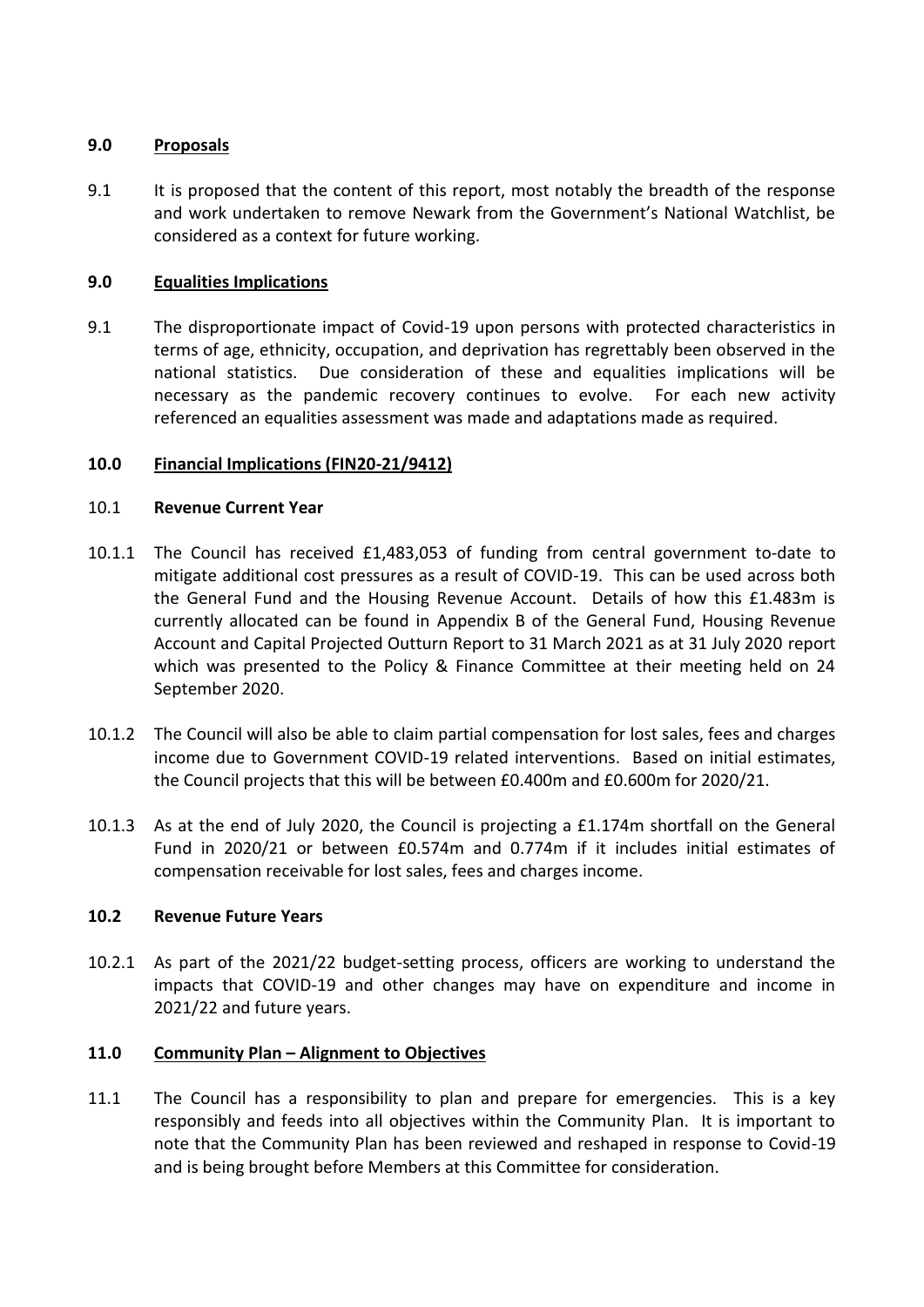## 9.0 Proposals

9.1 It is proposed that the content of this report, most notably the breadth of the response and work undertaken to remove Newark from the Government's National Watchlist, be considered as a context for future working.

## 9.0 Equalities Implications

9.1 The disproportionate impact of Covid-19 upon persons with protected characteristics in terms of age, ethnicity, occupation, and deprivation has regrettably been observed in the national statistics. Due consideration of these and equalities implications will be necessary as the pandemic recovery continues to evolve. For each new activity referenced an equalities assessment was made and adaptations made as required.

## 10.0 Financial Implications (FIN20-21/9412)

### 10.1 Revenue Current Year

10.1.1 The Council has received £1,483,053 of funding from central government to-date to mitigate additional cost pressures as a result of COVID-19. This can be used across both the General Fund and the Housing Revenue Account. Details of how this £1.483m is currently allocated can be found in Appendix B of the General Fund, Housing Revenue Account and Capital Projected Outturn Report to 31 March 2021 as at 31 July 2020 report which was presented to the Policy & Finance Committee at their meeting held on 24 September 2020.

10.1.2 The Council will also be able to claim partial compensation for lost sales, fees and charges income due to Government COVID-19 related interventions. Based on initial estimates, the Council projects that this will be between £0.400m and £0.600m for 2020/21.

10.1.3 As at the end of July 2020, the Council is projecting a £1.174m shortfall on the General Fund in 2020/21 or between £0.574m and 0.774m if it includes initial estimates of compensation receivable for lost sales, fees and charges income.

### 10.2 Revenue Future Years

10.2.1 As part of the 2021/22 budget-setting process, officers are working to understand the impacts that COVID-19 and other changes may have on expenditure and income in 2021/22 and future years.

## 11.0 Community Plan – Alignment to Objectives

11.1 The Council has a responsibility to plan and prepare for emergencies. This is a key responsibly and feeds into all objectives within the Community Plan. It is important to note that the Community Plan has been reviewed and reshaped in response to Covid-19 and is being brought before Members at this Committee for consideration.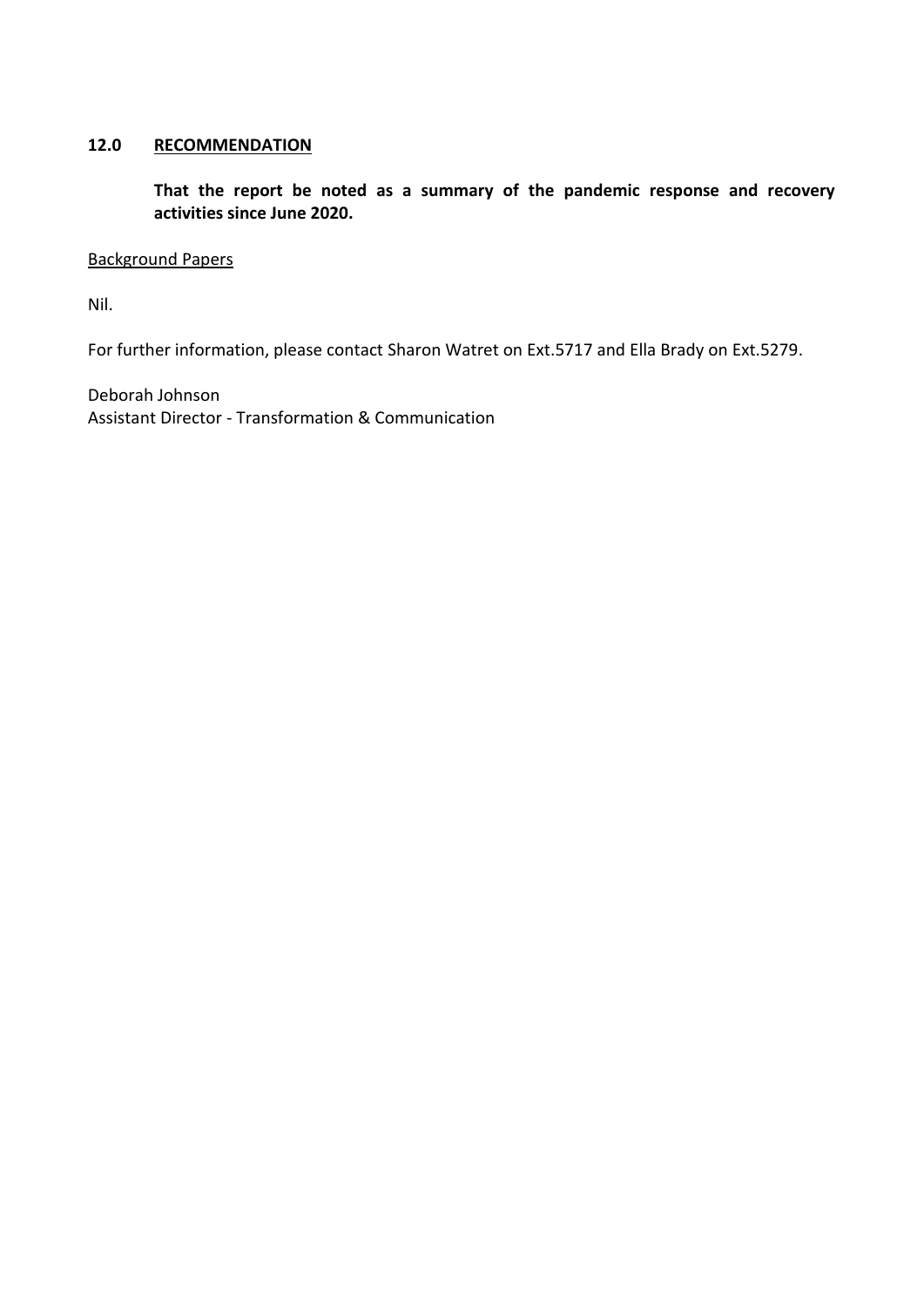## 12.0 RECOMMENDATION

**That the report be noted as a summary of the pandemic response and recovery activities since June 2020.**

Background Papers

Nil.

For further information, please contact Sharon Watret on Ext.5717 and Ella Brady on Ext.5279.

Deborah Johnson
Assistant Director - Transformation & Communication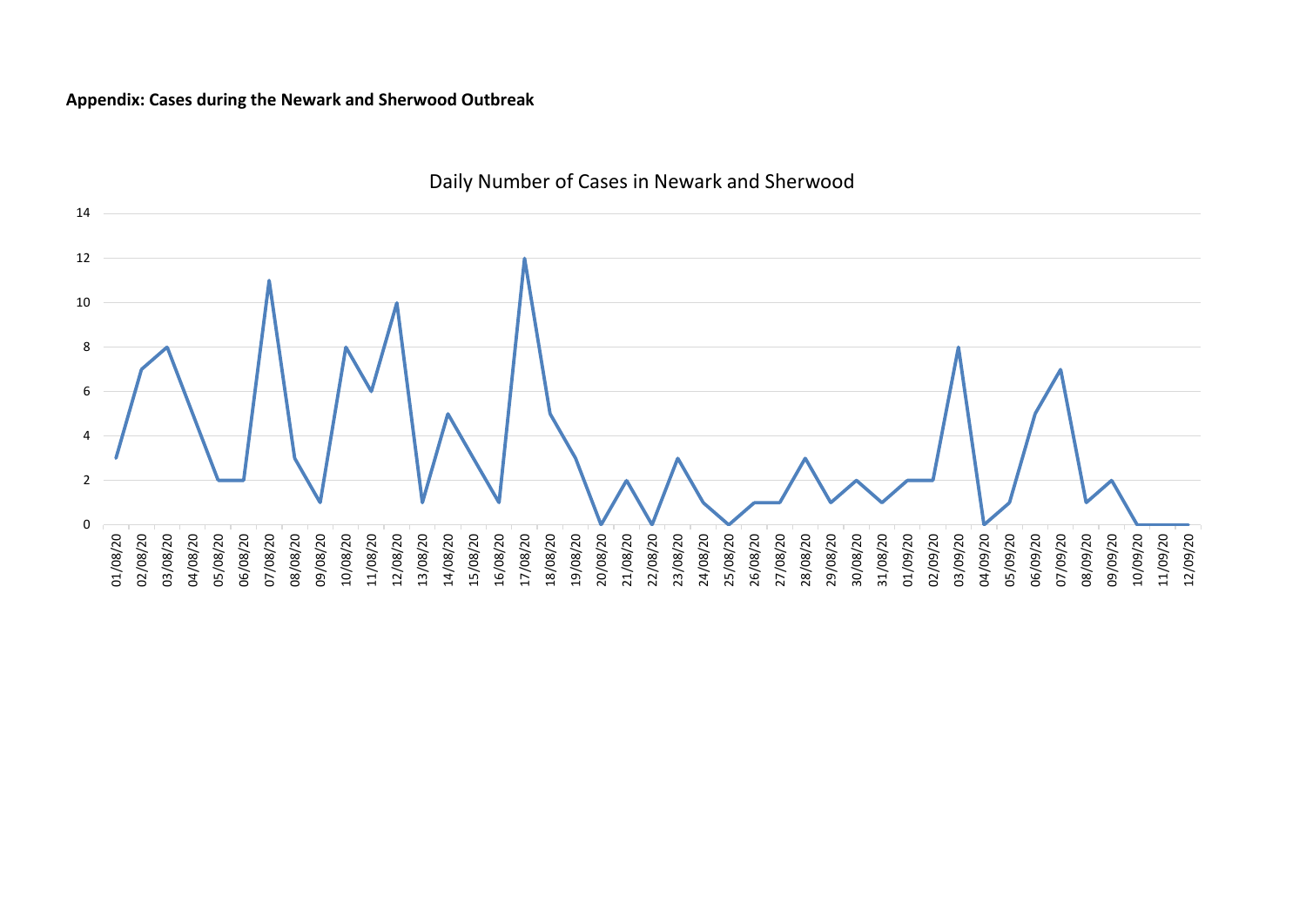**Appendix: Cases during the Newark and Sherwood Outbreak**

Daily Number of Cases in Newark and Sherwood

14
12
10
8
6
4
2
0

01/08/20
02/08/20
03/08/20
04/08/20
05/08/20
06/08/20
07/08/20
08/08/20
09/08/20
10/08/20
11/08/20
12/08/20
13/08/20
14/08/20
15/08/20
16/08/20
17/08/20
18/08/20
19/08/20
20/08/20
21/08/20
22/08/20
23/08/20
24/08/20
25/08/20
26/08/20
27/08/20
28/08/20
29/08/20
30/08/20
31/08/20
01/09/20
02/09/20
03/09/20
04/09/20
05/09/20
06/09/20
07/09/20
08/09/20
09/09/20
10/09/20
11/09/20
12/09/20